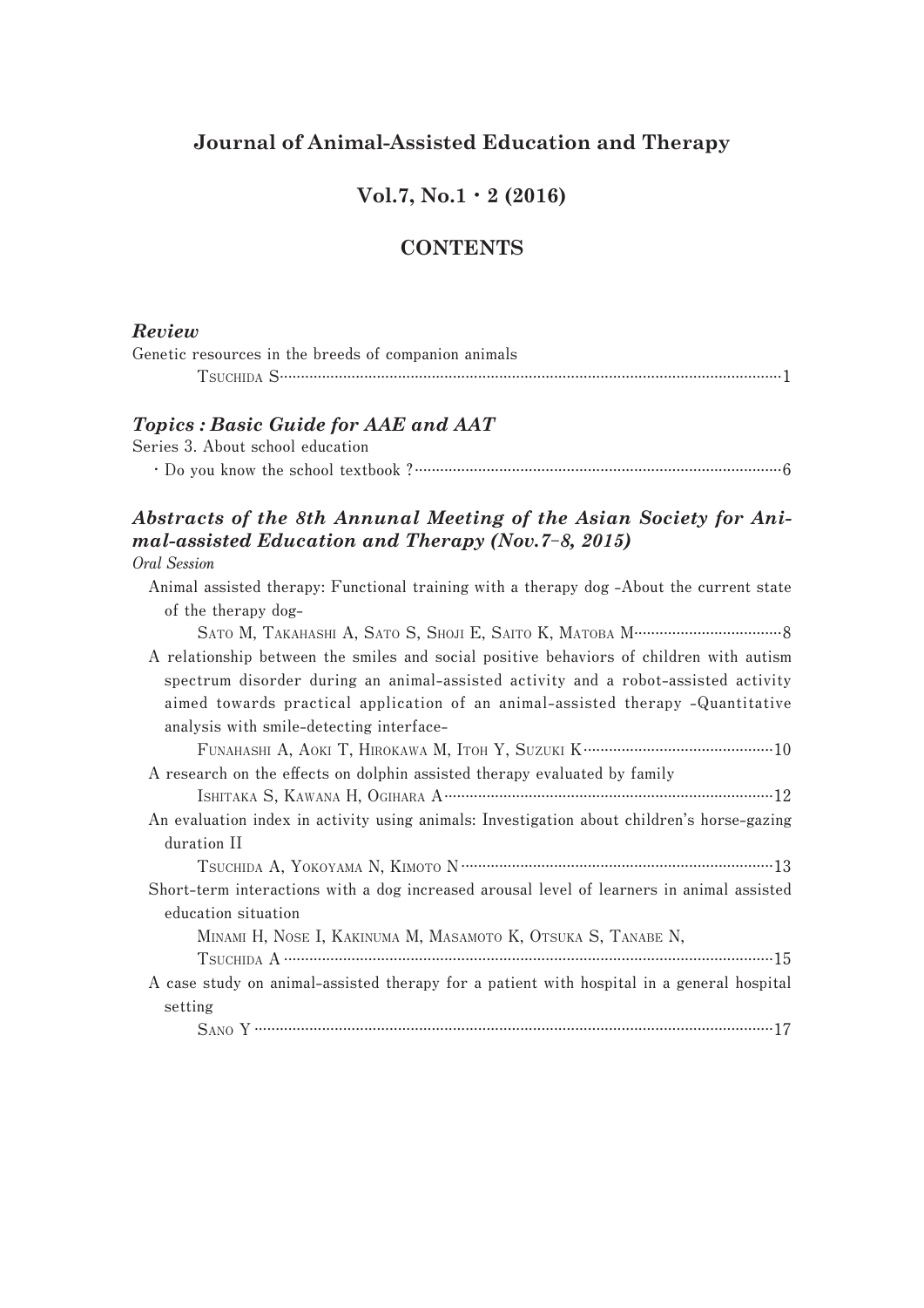# Journal of Animal-Assisted Education and Therapy

## Vol.7, No.1・2 (2016)

## CONTENTS

### *Review*

Genetic resources in the breeds of companion animals
TSUCHIDA S……………………………………………………………………………………………1

### *Topics : Basic Guide for AAE and AAT*

Series 3. About school education
・Do you know the school textbook ?…………………………………………………………………6

### *Abstracts of the 8th Annunal Meeting of the Asian Society for Animal-assisted Education and Therapy (Nov.7-8, 2015)*

*Oral Session*

Animal assisted therapy: Functional training with a therapy dog -About the current state of the therapy dog-
SATO M, TAKAHASHI A, SATO S, SHOJI E, SAITO K, MATOBA M……………………………8

A relationship between the smiles and social positive behaviors of children with autism spectrum disorder during an animal-assisted activity and a robot-assisted activity aimed towards practical application of an animal-assisted therapy -Quantitative analysis with smile-detecting interface-
FUNAHASHI A, AOKI T, HIROKAWA M, ITOH Y, SUZUKI K………………………………………10

A research on the effects on dolphin assisted therapy evaluated by family
ISHITAKA S, KAWANA H, OGIHARA A………………………………………………………………12

An evaluation index in activity using animals: Investigation about children's horse-gazing duration II
TSUCHIDA A, YOKOYAMA N, KIMOTO N……………………………………………………………13

Short-term interactions with a dog increased arousal level of learners in animal assisted education situation
MINAMI H, NOSE I, KAKINUMA M, MASAMOTO K, OTSUKA S, TANABE N, TSUCHIDA A………………………………………………………………………………………………15

A case study on animal-assisted therapy for a patient with hospital in a general hospital setting
SANO Y……………………………………………………………………………………………………17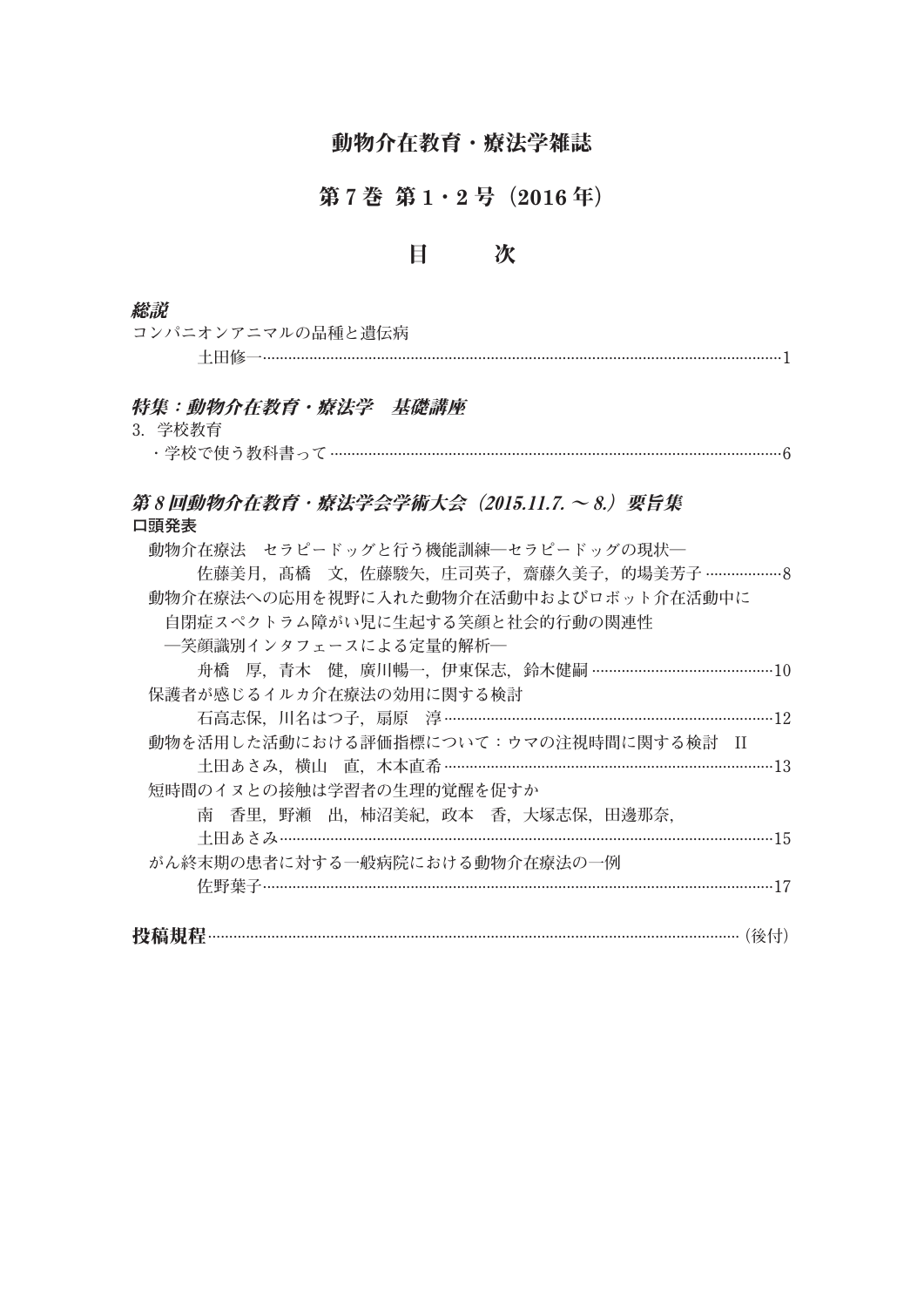# 動物介在教育・療法学雑誌

## 第 7 巻 第 1・2 号（2016 年）

## 目　　次

***総説***

コンパニオンアニマルの品種と遺伝病

土田修一……1

***特集：動物介在教育・療法学　基礎講座***

3. 学校教育

・学校で使う教科書って……6

***第 8 回動物介在教育・療法学会学術大会（2015.11.7. ～ 8.）要旨集***

**口頭発表**

動物介在療法　セラピードッグと行う機能訓練―セラピードッグの現状―

佐藤美月，髙橋　文，佐藤駿矢，庄司英子，齋藤久美子，的場美芳子……8

動物介在療法への応用を視野に入れた動物介在活動中およびロボット介在活動中に自閉症スペクトラム障がい児に生起する笑顔と社会的行動の関連性―笑顔識別インタフェースによる定量的解析―

舟橋　厚，青木　健，廣川暢一，伊東保志，鈴木健嗣……10

保護者が感じるイルカ介在療法の効用に関する検討

石高志保，川名はつ子，扇原　淳……12

動物を活用した活動における評価指標について：ウマの注視時間に関する検討　II

土田あさみ，横山　直，木本直希……13

短時間のイヌとの接触は学習者の生理的覚醒を促すか

南　香里，野瀬　出，柿沼美紀，政本　香，大塚志保，田邊那奈，土田あさみ……15

がん終末期の患者に対する一般病院における動物介在療法の一例

佐野葉子……17

**投稿規程**……（後付）